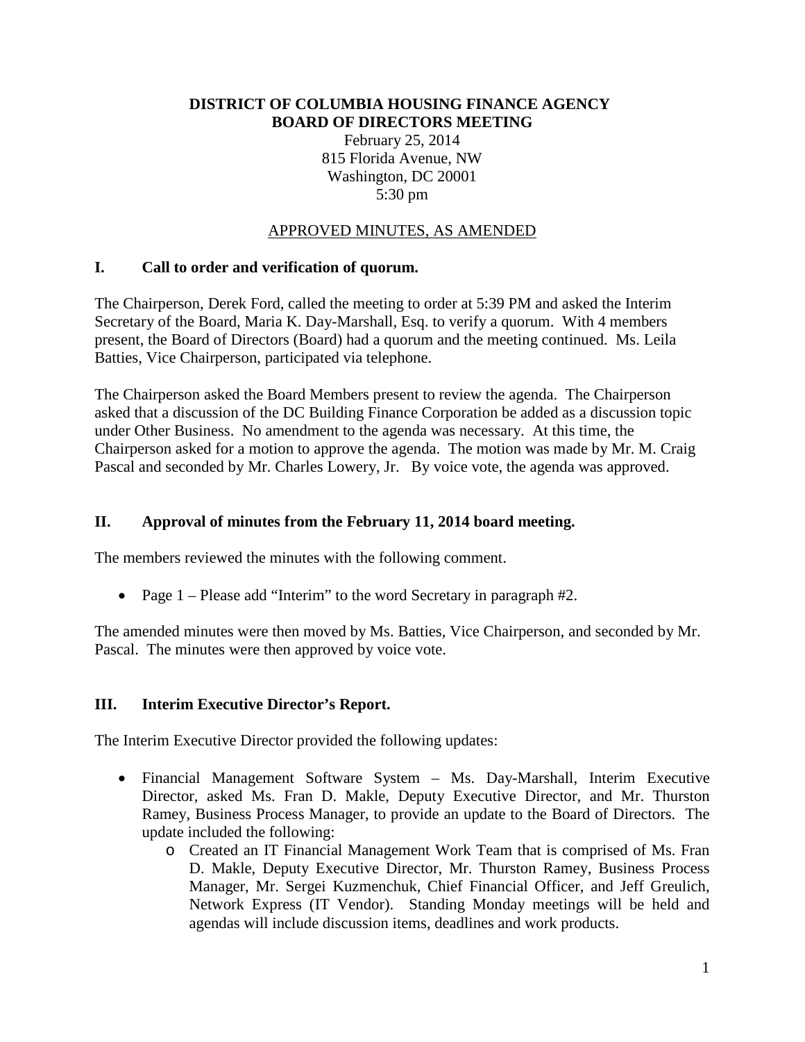**DISTRICT OF COLUMBIA HOUSING FINANCE AGENCY**
**BOARD OF DIRECTORS MEETING**

February 25, 2014
815 Florida Avenue, NW
Washington, DC 20001
5:30 pm

APPROVED MINUTES, AS AMENDED

## I. Call to order and verification of quorum.

The Chairperson, Derek Ford, called the meeting to order at 5:39 PM and asked the Interim Secretary of the Board, Maria K. Day-Marshall, Esq. to verify a quorum. With 4 members present, the Board of Directors (Board) had a quorum and the meeting continued. Ms. Leila Batties, Vice Chairperson, participated via telephone.

The Chairperson asked the Board Members present to review the agenda. The Chairperson asked that a discussion of the DC Building Finance Corporation be added as a discussion topic under Other Business. No amendment to the agenda was necessary. At this time, the Chairperson asked for a motion to approve the agenda. The motion was made by Mr. M. Craig Pascal and seconded by Mr. Charles Lowery, Jr. By voice vote, the agenda was approved.

## II. Approval of minutes from the February 11, 2014 board meeting.

The members reviewed the minutes with the following comment.

- Page 1 – Please add "Interim" to the word Secretary in paragraph #2.

The amended minutes were then moved by Ms. Batties, Vice Chairperson, and seconded by Mr. Pascal. The minutes were then approved by voice vote.

## III. Interim Executive Director's Report.

The Interim Executive Director provided the following updates:

- Financial Management Software System – Ms. Day-Marshall, Interim Executive Director, asked Ms. Fran D. Makle, Deputy Executive Director, and Mr. Thurston Ramey, Business Process Manager, to provide an update to the Board of Directors. The update included the following:
    - Created an IT Financial Management Work Team that is comprised of Ms. Fran D. Makle, Deputy Executive Director, Mr. Thurston Ramey, Business Process Manager, Mr. Sergei Kuzmenchuk, Chief Financial Officer, and Jeff Greulich, Network Express (IT Vendor). Standing Monday meetings will be held and agendas will include discussion items, deadlines and work products.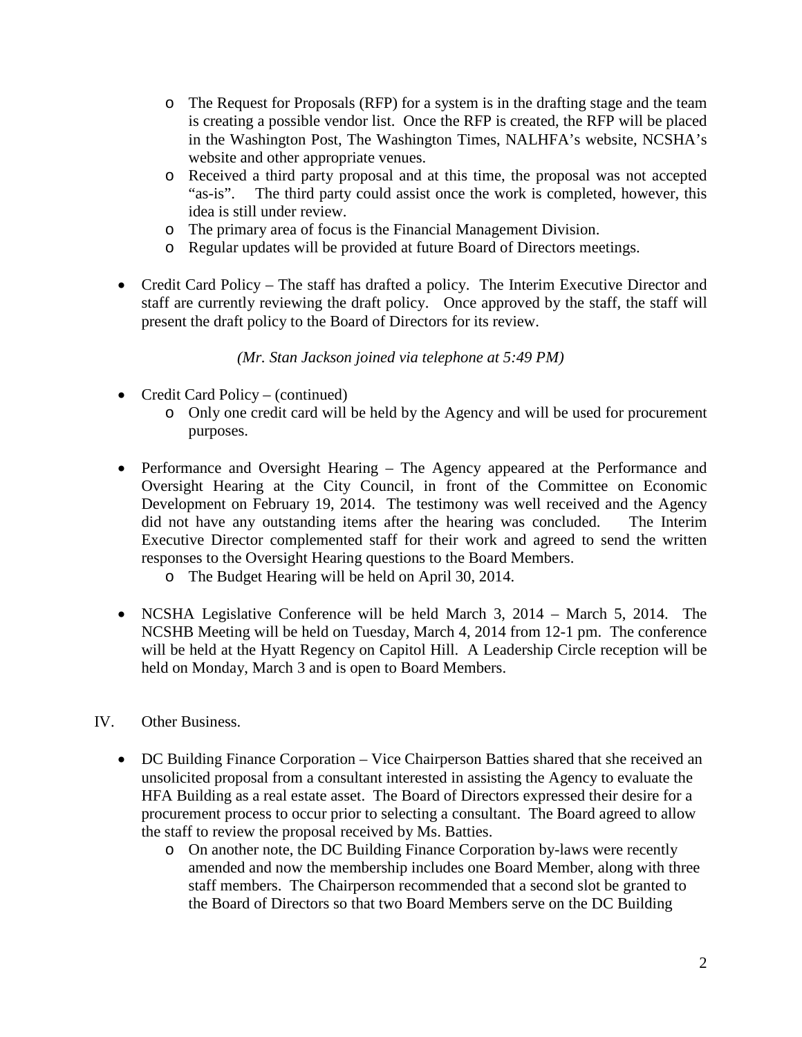- The Request for Proposals (RFP) for a system is in the drafting stage and the team is creating a possible vendor list. Once the RFP is created, the RFP will be placed in the Washington Post, The Washington Times, NALHFA's website, NCSHA's website and other appropriate venues.
  - Received a third party proposal and at this time, the proposal was not accepted "as-is". The third party could assist once the work is completed, however, this idea is still under review.
  - The primary area of focus is the Financial Management Division.
  - Regular updates will be provided at future Board of Directors meetings.

- Credit Card Policy – The staff has drafted a policy. The Interim Executive Director and staff are currently reviewing the draft policy. Once approved by the staff, the staff will present the draft policy to the Board of Directors for its review.

*(Mr. Stan Jackson joined via telephone at 5:49 PM)*

- Credit Card Policy – (continued)
  - Only one credit card will be held by the Agency and will be used for procurement purposes.

- Performance and Oversight Hearing – The Agency appeared at the Performance and Oversight Hearing at the City Council, in front of the Committee on Economic Development on February 19, 2014. The testimony was well received and the Agency did not have any outstanding items after the hearing was concluded. The Interim Executive Director complemented staff for their work and agreed to send the written responses to the Oversight Hearing questions to the Board Members.
  - The Budget Hearing will be held on April 30, 2014.

- NCSHA Legislative Conference will be held March 3, 2014 – March 5, 2014. The NCSHB Meeting will be held on Tuesday, March 4, 2014 from 12-1 pm. The conference will be held at the Hyatt Regency on Capitol Hill. A Leadership Circle reception will be held on Monday, March 3 and is open to Board Members.

IV. Other Business.

- DC Building Finance Corporation – Vice Chairperson Batties shared that she received an unsolicited proposal from a consultant interested in assisting the Agency to evaluate the HFA Building as a real estate asset. The Board of Directors expressed their desire for a procurement process to occur prior to selecting a consultant. The Board agreed to allow the staff to review the proposal received by Ms. Batties.
  - On another note, the DC Building Finance Corporation by-laws were recently amended and now the membership includes one Board Member, along with three staff members. The Chairperson recommended that a second slot be granted to the Board of Directors so that two Board Members serve on the DC Building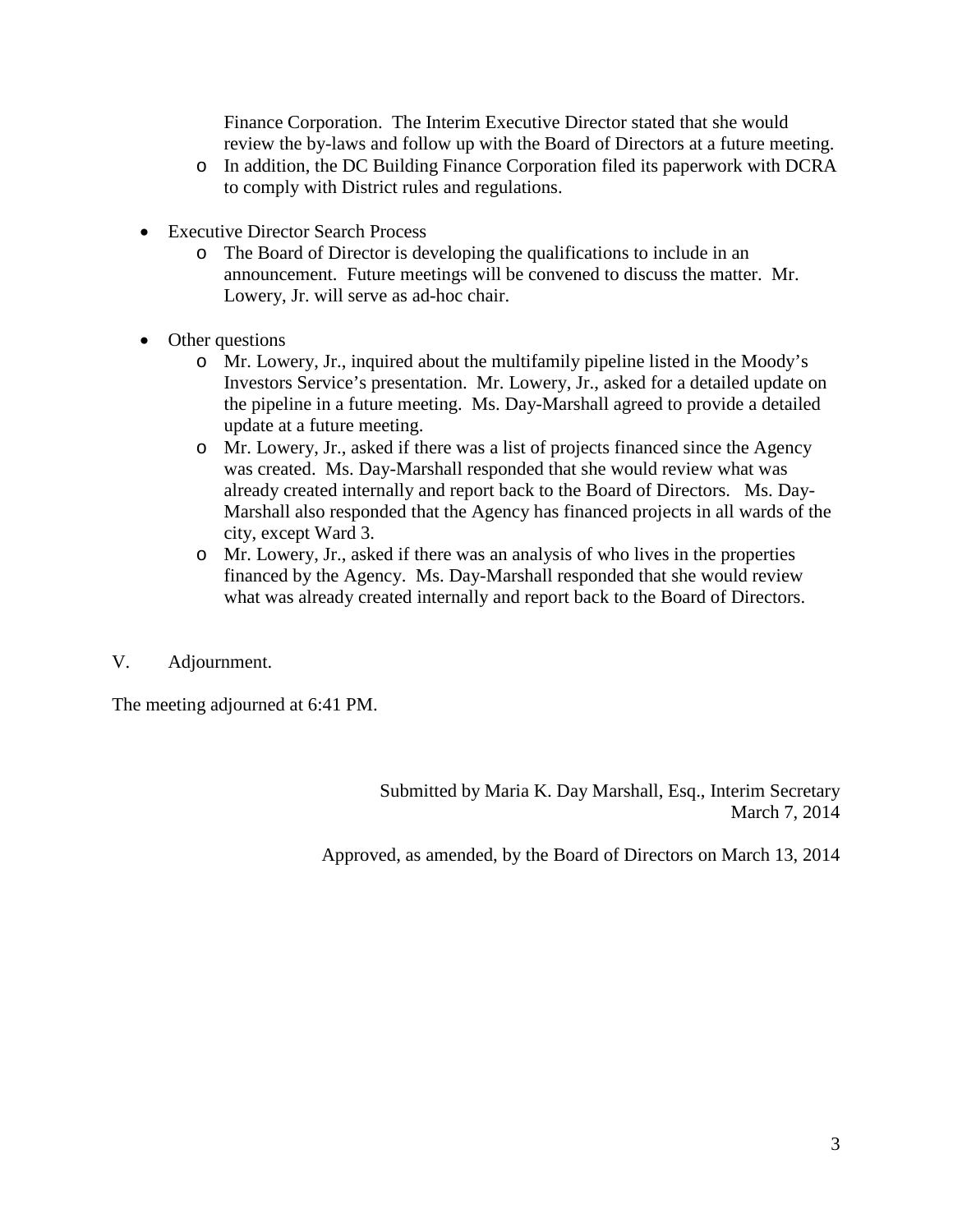Finance Corporation. The Interim Executive Director stated that she would review the by-laws and follow up with the Board of Directors at a future meeting.
  - In addition, the DC Building Finance Corporation filed its paperwork with DCRA to comply with District rules and regulations.

- Executive Director Search Process
  - The Board of Director is developing the qualifications to include in an announcement. Future meetings will be convened to discuss the matter. Mr. Lowery, Jr. will serve as ad-hoc chair.

- Other questions
  - Mr. Lowery, Jr., inquired about the multifamily pipeline listed in the Moody's Investors Service's presentation. Mr. Lowery, Jr., asked for a detailed update on the pipeline in a future meeting. Ms. Day-Marshall agreed to provide a detailed update at a future meeting.
  - Mr. Lowery, Jr., asked if there was a list of projects financed since the Agency was created. Ms. Day-Marshall responded that she would review what was already created internally and report back to the Board of Directors. Ms. Day-Marshall also responded that the Agency has financed projects in all wards of the city, except Ward 3.
  - Mr. Lowery, Jr., asked if there was an analysis of who lives in the properties financed by the Agency. Ms. Day-Marshall responded that she would review what was already created internally and report back to the Board of Directors.

V. Adjournment.

The meeting adjourned at 6:41 PM.

Submitted by Maria K. Day Marshall, Esq., Interim Secretary
March 7, 2014

Approved, as amended, by the Board of Directors on March 13, 2014